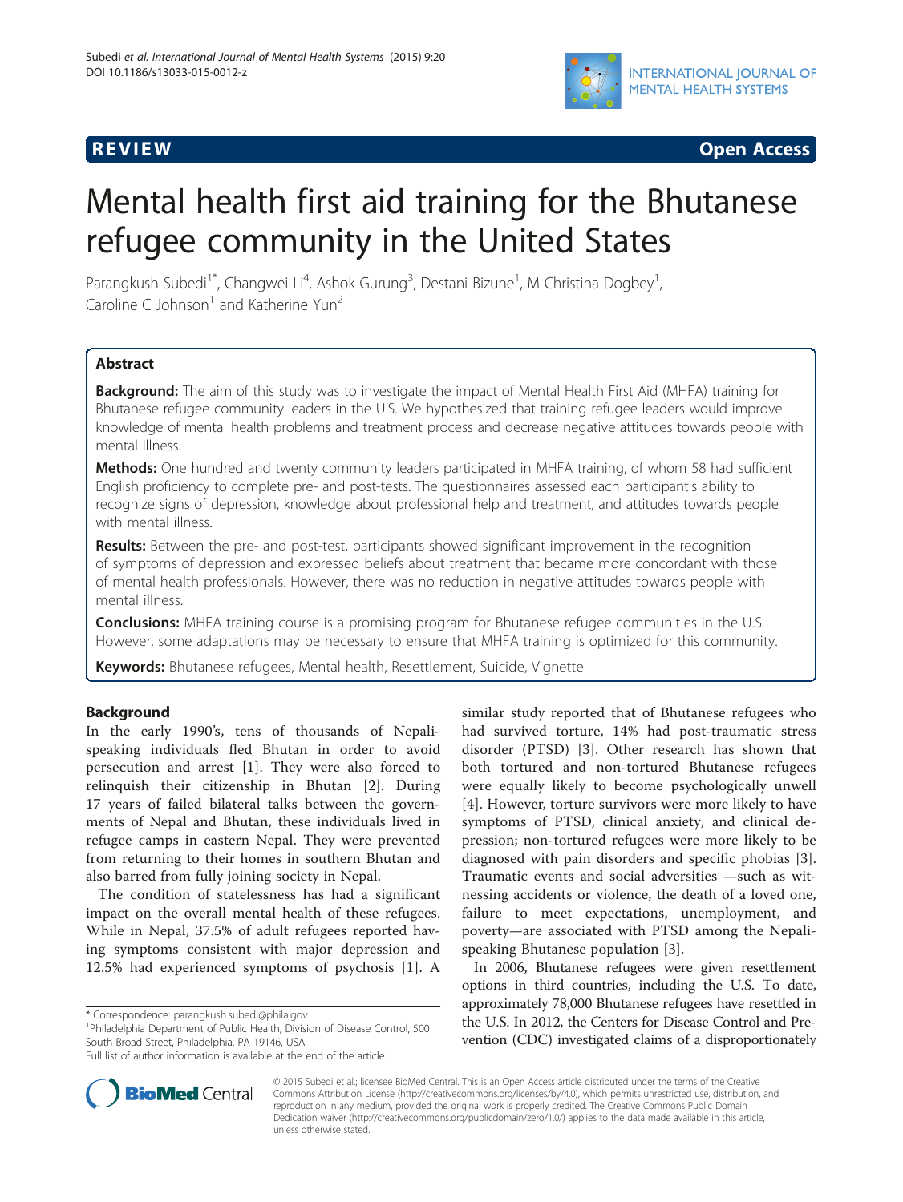REVIEW **Open Access**

# Mental health first aid training for the Bhutanese refugee community in the United States

Parangkush Subedi[1*], Changwei Li[4], Ashok Gurung[3], Destani Bizune[1], M Christina Dogbey[1], Caroline C Johnson[1] and Katherine Yun[2]

## Abstract

**Background:** The aim of this study was to investigate the impact of Mental Health First Aid (MHFA) training for Bhutanese refugee community leaders in the U.S. We hypothesized that training refugee leaders would improve knowledge of mental health problems and treatment process and decrease negative attitudes towards people with mental illness.

**Methods:** One hundred and twenty community leaders participated in MHFA training, of whom 58 had sufficient English proficiency to complete pre- and post-tests. The questionnaires assessed each participant's ability to recognize signs of depression, knowledge about professional help and treatment, and attitudes towards people with mental illness.

**Results:** Between the pre- and post-test, participants showed significant improvement in the recognition of symptoms of depression and expressed beliefs about treatment that became more concordant with those of mental health professionals. However, there was no reduction in negative attitudes towards people with mental illness.

**Conclusions:** MHFA training course is a promising program for Bhutanese refugee communities in the U.S. However, some adaptations may be necessary to ensure that MHFA training is optimized for this community.

**Keywords:** Bhutanese refugees, Mental health, Resettlement, Suicide, Vignette

## Background

In the early 1990's, tens of thousands of Nepali-speaking individuals fled Bhutan in order to avoid persecution and arrest [1]. They were also forced to relinquish their citizenship in Bhutan [2]. During 17 years of failed bilateral talks between the governments of Nepal and Bhutan, these individuals lived in refugee camps in eastern Nepal. They were prevented from returning to their homes in southern Bhutan and also barred from fully joining society in Nepal.

The condition of statelessness has had a significant impact on the overall mental health of these refugees. While in Nepal, 37.5% of adult refugees reported having symptoms consistent with major depression and 12.5% had experienced symptoms of psychosis [1]. A similar study reported that of Bhutanese refugees who had survived torture, 14% had post-traumatic stress disorder (PTSD) [3]. Other research has shown that both tortured and non-tortured Bhutanese refugees were equally likely to become psychologically unwell [4]. However, torture survivors were more likely to have symptoms of PTSD, clinical anxiety, and clinical depression; non-tortured refugees were more likely to be diagnosed with pain disorders and specific phobias [3]. Traumatic events and social adversities —such as witnessing accidents or violence, the death of a loved one, failure to meet expectations, unemployment, and poverty—are associated with PTSD among the Nepali-speaking Bhutanese population [3].

In 2006, Bhutanese refugees were given resettlement options in third countries, including the U.S. To date, approximately 78,000 Bhutanese refugees have resettled in the U.S. In 2012, the Centers for Disease Control and Prevention (CDC) investigated claims of a disproportionately

\* Correspondence: parangkush.subedi@phila.gov
[1]Philadelphia Department of Public Health, Division of Disease Control, 500 South Broad Street, Philadelphia, PA 19146, USA
Full list of author information is available at the end of the article

© 2015 Subedi et al.; licensee BioMed Central. This is an Open Access article distributed under the terms of the Creative Commons Attribution License (http://creativecommons.org/licenses/by/4.0), which permits unrestricted use, distribution, and reproduction in any medium, provided the original work is properly credited. The Creative Commons Public Domain Dedication waiver (http://creativecommons.org/publicdomain/zero/1.0/) applies to the data made available in this article, unless otherwise stated.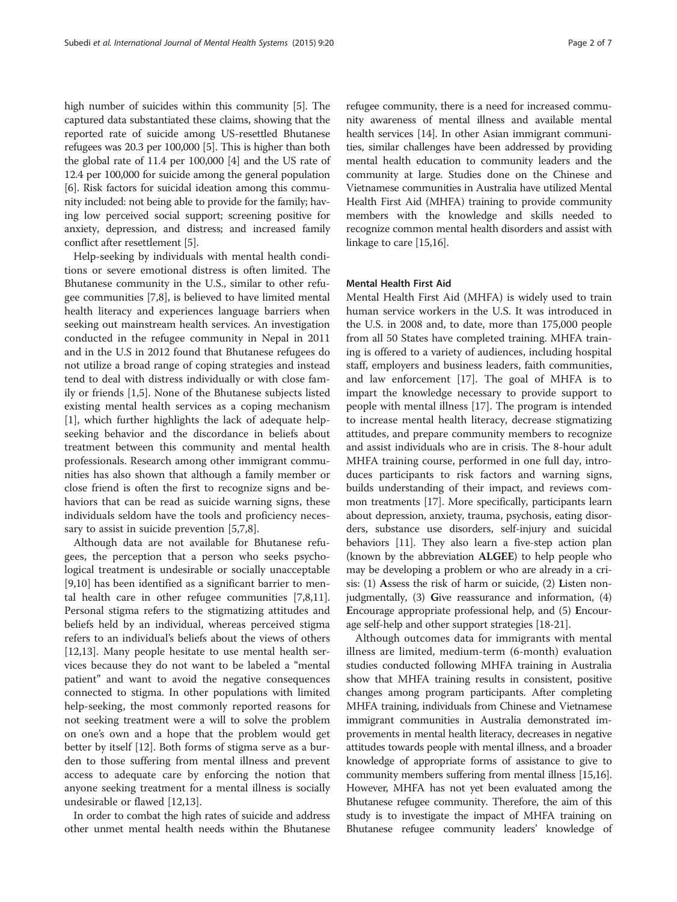high number of suicides within this community [5]. The captured data substantiated these claims, showing that the reported rate of suicide among US-resettled Bhutanese refugees was 20.3 per 100,000 [5]. This is higher than both the global rate of 11.4 per 100,000 [4] and the US rate of 12.4 per 100,000 for suicide among the general population [6]. Risk factors for suicidal ideation among this community included: not being able to provide for the family; having low perceived social support; screening positive for anxiety, depression, and distress; and increased family conflict after resettlement [5].

Help-seeking by individuals with mental health conditions or severe emotional distress is often limited. The Bhutanese community in the U.S., similar to other refugee communities [7,8], is believed to have limited mental health literacy and experiences language barriers when seeking out mainstream health services. An investigation conducted in the refugee community in Nepal in 2011 and in the U.S in 2012 found that Bhutanese refugees do not utilize a broad range of coping strategies and instead tend to deal with distress individually or with close family or friends [1,5]. None of the Bhutanese subjects listed existing mental health services as a coping mechanism [1], which further highlights the lack of adequate help-seeking behavior and the discordance in beliefs about treatment between this community and mental health professionals. Research among other immigrant communities has also shown that although a family member or close friend is often the first to recognize signs and behaviors that can be read as suicide warning signs, these individuals seldom have the tools and proficiency necessary to assist in suicide prevention [5,7,8].

Although data are not available for Bhutanese refugees, the perception that a person who seeks psychological treatment is undesirable or socially unacceptable [9,10] has been identified as a significant barrier to mental health care in other refugee communities [7,8,11]. Personal stigma refers to the stigmatizing attitudes and beliefs held by an individual, whereas perceived stigma refers to an individual's beliefs about the views of others [12,13]. Many people hesitate to use mental health services because they do not want to be labeled a "mental patient" and want to avoid the negative consequences connected to stigma. In other populations with limited help-seeking, the most commonly reported reasons for not seeking treatment were a will to solve the problem on one's own and a hope that the problem would get better by itself [12]. Both forms of stigma serve as a burden to those suffering from mental illness and prevent access to adequate care by enforcing the notion that anyone seeking treatment for a mental illness is socially undesirable or flawed [12,13].

In order to combat the high rates of suicide and address other unmet mental health needs within the Bhutanese refugee community, there is a need for increased community awareness of mental illness and available mental health services [14]. In other Asian immigrant communities, similar challenges have been addressed by providing mental health education to community leaders and the community at large. Studies done on the Chinese and Vietnamese communities in Australia have utilized Mental Health First Aid (MHFA) training to provide community members with the knowledge and skills needed to recognize common mental health disorders and assist with linkage to care [15,16].

#### Mental Health First Aid

Mental Health First Aid (MHFA) is widely used to train human service workers in the U.S. It was introduced in the U.S. in 2008 and, to date, more than 175,000 people from all 50 States have completed training. MHFA training is offered to a variety of audiences, including hospital staff, employers and business leaders, faith communities, and law enforcement [17]. The goal of MHFA is to impart the knowledge necessary to provide support to people with mental illness [17]. The program is intended to increase mental health literacy, decrease stigmatizing attitudes, and prepare community members to recognize and assist individuals who are in crisis. The 8-hour adult MHFA training course, performed in one full day, introduces participants to risk factors and warning signs, builds understanding of their impact, and reviews common treatments [17]. More specifically, participants learn about depression, anxiety, trauma, psychosis, eating disorders, substance use disorders, self-injury and suicidal behaviors [11]. They also learn a five-step action plan (known by the abbreviation **ALGEE**) to help people who may be developing a problem or who are already in a crisis: (1) **A**ssess the risk of harm or suicide, (2) **L**isten non-judgmentally, (3) **G**ive reassurance and information, (4) **E**ncourage appropriate professional help, and (5) **E**ncourage self-help and other support strategies [18-21].

Although outcomes data for immigrants with mental illness are limited, medium-term (6-month) evaluation studies conducted following MHFA training in Australia show that MHFA training results in consistent, positive changes among program participants. After completing MHFA training, individuals from Chinese and Vietnamese immigrant communities in Australia demonstrated improvements in mental health literacy, decreases in negative attitudes towards people with mental illness, and a broader knowledge of appropriate forms of assistance to give to community members suffering from mental illness [15,16]. However, MHFA has not yet been evaluated among the Bhutanese refugee community. Therefore, the aim of this study is to investigate the impact of MHFA training on Bhutanese refugee community leaders' knowledge of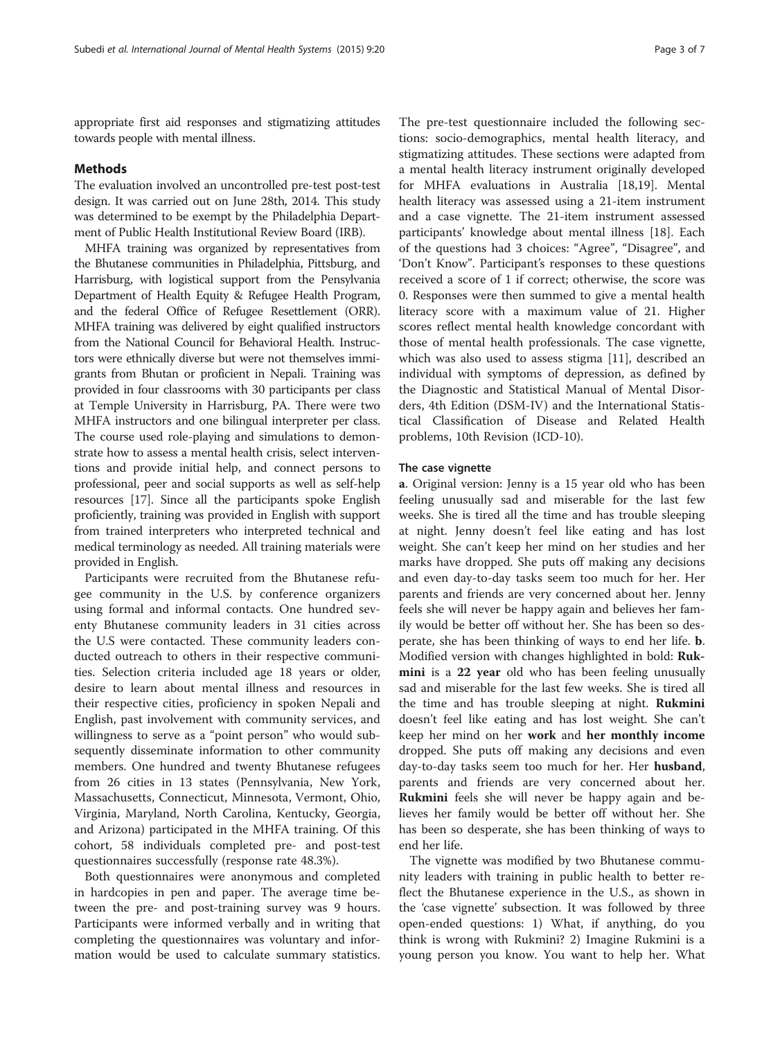appropriate first aid responses and stigmatizing attitudes towards people with mental illness.

## Methods

The evaluation involved an uncontrolled pre-test post-test design. It was carried out on June 28th, 2014. This study was determined to be exempt by the Philadelphia Department of Public Health Institutional Review Board (IRB).

MHFA training was organized by representatives from the Bhutanese communities in Philadelphia, Pittsburg, and Harrisburg, with logistical support from the Pensylvania Department of Health Equity & Refugee Health Program, and the federal Office of Refugee Resettlement (ORR). MHFA training was delivered by eight qualified instructors from the National Council for Behavioral Health. Instructors were ethnically diverse but were not themselves immigrants from Bhutan or proficient in Nepali. Training was provided in four classrooms with 30 participants per class at Temple University in Harrisburg, PA. There were two MHFA instructors and one bilingual interpreter per class. The course used role-playing and simulations to demonstrate how to assess a mental health crisis, select interventions and provide initial help, and connect persons to professional, peer and social supports as well as self-help resources [17]. Since all the participants spoke English proficiently, training was provided in English with support from trained interpreters who interpreted technical and medical terminology as needed. All training materials were provided in English.

Participants were recruited from the Bhutanese refugee community in the U.S. by conference organizers using formal and informal contacts. One hundred seventy Bhutanese community leaders in 31 cities across the U.S were contacted. These community leaders conducted outreach to others in their respective communities. Selection criteria included age 18 years or older, desire to learn about mental illness and resources in their respective cities, proficiency in spoken Nepali and English, past involvement with community services, and willingness to serve as a "point person" who would subsequently disseminate information to other community members. One hundred and twenty Bhutanese refugees from 26 cities in 13 states (Pennsylvania, New York, Massachusetts, Connecticut, Minnesota, Vermont, Ohio, Virginia, Maryland, North Carolina, Kentucky, Georgia, and Arizona) participated in the MHFA training. Of this cohort, 58 individuals completed pre- and post-test questionnaires successfully (response rate 48.3%).

Both questionnaires were anonymous and completed in hardcopies in pen and paper. The average time between the pre- and post-training survey was 9 hours. Participants were informed verbally and in writing that completing the questionnaires was voluntary and information would be used to calculate summary statistics. The pre-test questionnaire included the following sections: socio-demographics, mental health literacy, and stigmatizing attitudes. These sections were adapted from a mental health literacy instrument originally developed for MHFA evaluations in Australia [18,19]. Mental health literacy was assessed using a 21-item instrument and a case vignette. The 21-item instrument assessed participants' knowledge about mental illness [18]. Each of the questions had 3 choices: "Agree", "Disagree", and 'Don't Know". Participant's responses to these questions received a score of 1 if correct; otherwise, the score was 0. Responses were then summed to give a mental health literacy score with a maximum value of 21. Higher scores reflect mental health knowledge concordant with those of mental health professionals. The case vignette, which was also used to assess stigma [11], described an individual with symptoms of depression, as defined by the Diagnostic and Statistical Manual of Mental Disorders, 4th Edition (DSM-IV) and the International Statistical Classification of Disease and Related Health problems, 10th Revision (ICD-10).

### The case vignette

**a**. Original version: Jenny is a 15 year old who has been feeling unusually sad and miserable for the last few weeks. She is tired all the time and has trouble sleeping at night. Jenny doesn't feel like eating and has lost weight. She can't keep her mind on her studies and her marks have dropped. She puts off making any decisions and even day-to-day tasks seem too much for her. Her parents and friends are very concerned about her. Jenny feels she will never be happy again and believes her family would be better off without her. She has been so desperate, she has been thinking of ways to end her life. **b**. Modified version with changes highlighted in bold: **Rukmini** is a **22 year** old who has been feeling unusually sad and miserable for the last few weeks. She is tired all the time and has trouble sleeping at night. **Rukmini** doesn't feel like eating and has lost weight. She can't keep her mind on her **work** and **her monthly income** dropped. She puts off making any decisions and even day-to-day tasks seem too much for her. Her **husband**, parents and friends are very concerned about her. **Rukmini** feels she will never be happy again and believes her family would be better off without her. She has been so desperate, she has been thinking of ways to end her life.

The vignette was modified by two Bhutanese community leaders with training in public health to better reflect the Bhutanese experience in the U.S., as shown in the 'case vignette' subsection. It was followed by three open-ended questions: 1) What, if anything, do you think is wrong with Rukmini? 2) Imagine Rukmini is a young person you know. You want to help her. What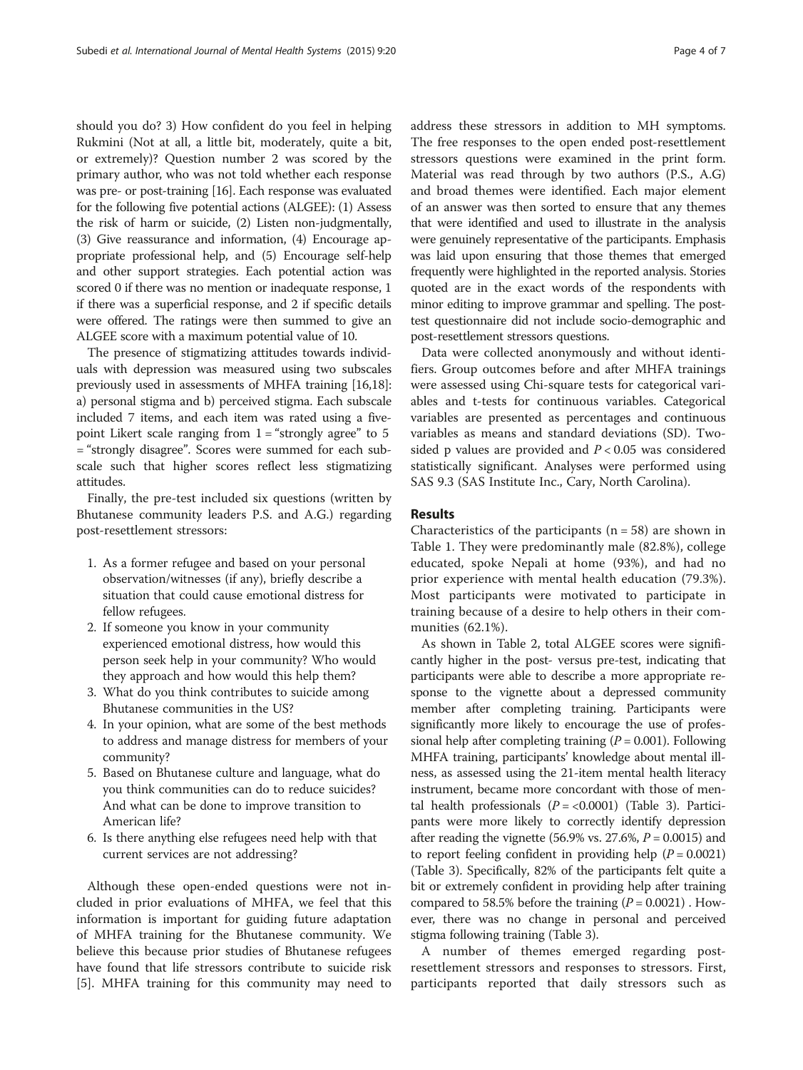should you do? 3) How confident do you feel in helping Rukmini (Not at all, a little bit, moderately, quite a bit, or extremely)? Question number 2 was scored by the primary author, who was not told whether each response was pre- or post-training [16]. Each response was evaluated for the following five potential actions (ALGEE): (1) Assess the risk of harm or suicide, (2) Listen non-judgmentally, (3) Give reassurance and information, (4) Encourage appropriate professional help, and (5) Encourage self-help and other support strategies. Each potential action was scored 0 if there was no mention or inadequate response, 1 if there was a superficial response, and 2 if specific details were offered. The ratings were then summed to give an ALGEE score with a maximum potential value of 10.

The presence of stigmatizing attitudes towards individuals with depression was measured using two subscales previously used in assessments of MHFA training [16,18]: a) personal stigma and b) perceived stigma. Each subscale included 7 items, and each item was rated using a five-point Likert scale ranging from 1 = "strongly agree" to 5 = "strongly disagree". Scores were summed for each subscale such that higher scores reflect less stigmatizing attitudes.

Finally, the pre-test included six questions (written by Bhutanese community leaders P.S. and A.G.) regarding post-resettlement stressors:

1. As a former refugee and based on your personal observation/witnesses (if any), briefly describe a situation that could cause emotional distress for fellow refugees.
2. If someone you know in your community experienced emotional distress, how would this person seek help in your community? Who would they approach and how would this help them?
3. What do you think contributes to suicide among Bhutanese communities in the US?
4. In your opinion, what are some of the best methods to address and manage distress for members of your community?
5. Based on Bhutanese culture and language, what do you think communities can do to reduce suicides? And what can be done to improve transition to American life?
6. Is there anything else refugees need help with that current services are not addressing?

Although these open-ended questions were not included in prior evaluations of MHFA, we feel that this information is important for guiding future adaptation of MHFA training for the Bhutanese community. We believe this because prior studies of Bhutanese refugees have found that life stressors contribute to suicide risk [5]. MHFA training for this community may need to address these stressors in addition to MH symptoms. The free responses to the open ended post-resettlement stressors questions were examined in the print form. Material was read through by two authors (P.S., A.G) and broad themes were identified. Each major element of an answer was then sorted to ensure that any themes that were identified and used to illustrate in the analysis were genuinely representative of the participants. Emphasis was laid upon ensuring that those themes that emerged frequently were highlighted in the reported analysis. Stories quoted are in the exact words of the respondents with minor editing to improve grammar and spelling. The post-test questionnaire did not include socio-demographic and post-resettlement stressors questions.

Data were collected anonymously and without identifiers. Group outcomes before and after MHFA trainings were assessed using Chi-square tests for categorical variables and t-tests for continuous variables. Categorical variables are presented as percentages and continuous variables as means and standard deviations (SD). Two-sided p values are provided and $P < 0.05$ was considered statistically significant. Analyses were performed using SAS 9.3 (SAS Institute Inc., Cary, North Carolina).

## Results

Characteristics of the participants (n = 58) are shown in Table 1. They were predominantly male (82.8%), college educated, spoke Nepali at home (93%), and had no prior experience with mental health education (79.3%). Most participants were motivated to participate in training because of a desire to help others in their communities (62.1%).

As shown in Table 2, total ALGEE scores were significantly higher in the post- versus pre-test, indicating that participants were able to describe a more appropriate response to the vignette about a depressed community member after completing training. Participants were significantly more likely to encourage the use of professional help after completing training ($P = 0.001$). Following MHFA training, participants' knowledge about mental illness, as assessed using the 21-item mental health literacy instrument, became more concordant with those of mental health professionals ($P = <0.0001$) (Table 3). Participants were more likely to correctly identify depression after reading the vignette (56.9% vs. 27.6%, $P = 0.0015$) and to report feeling confident in providing help ($P = 0.0021$) (Table 3). Specifically, 82% of the participants felt quite a bit or extremely confident in providing help after training compared to 58.5% before the training ($P = 0.0021$) . However, there was no change in personal and perceived stigma following training (Table 3).

A number of themes emerged regarding post-resettlement stressors and responses to stressors. First, participants reported that daily stressors such as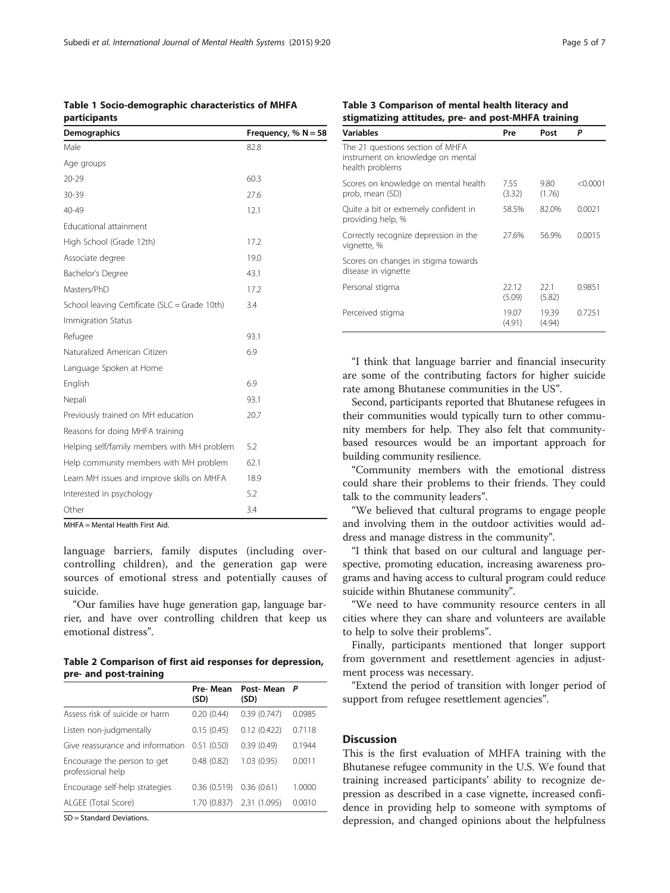**Table 1 Socio-demographic characteristics of MHFA participants**

| Demographics | Frequency, % N = 58 |
|---|---|
| Male | 82.8 |
| Age groups | |
| 20-29 | 60.3 |
| 30-39 | 27.6 |
| 40-49 | 12.1 |
| Educational attainment | |
| High School (Grade 12th) | 17.2 |
| Associate degree | 19.0 |
| Bachelor's Degree | 43.1 |
| Masters/PhD | 17.2 |
| School leaving Certificate (SLC = Grade 10th) | 3.4 |
| Immigration Status | |
| Refugee | 93.1 |
| Naturalized American Citizen | 6.9 |
| Language Spoken at Home | |
| English | 6.9 |
| Nepali | 93.1 |
| Previously trained on MH education | 20.7 |
| Reasons for doing MHFA training | |
| Helping self/family members with MH problem | 5.2 |
| Help community members with MH problem | 62.1 |
| Learn MH issues and improve skills on MHFA | 18.9 |
| Interested in psychology | 5.2 |
| Other | 3.4 |

MHFA = Mental Health First Aid.

language barriers, family disputes (including over-controlling children), and the generation gap were sources of emotional stress and potentially causes of suicide.

"Our families have huge generation gap, language barrier, and have over controlling children that keep us emotional distress".

**Table 2 Comparison of first aid responses for depression, pre- and post-training**

| | Pre- Mean (SD) | Post- Mean (SD) | P |
|---|---|---|---|
| Assess risk of suicide or harm | 0.20 (0.44) | 0.39 (0.747) | 0.0985 |
| Listen non-judgmentally | 0.15 (0.45) | 0.12 (0.422) | 0.7118 |
| Give reassurance and information | 0.51 (0.50) | 0.39 (0.49) | 0.1944 |
| Encourage the person to get professional help | 0.48 (0.82) | 1.03 (0.95) | 0.0011 |
| Encourage self-help strategies | 0.36 (0.519) | 0.36 (0.61) | 1.0000 |
| ALGEE (Total Score) | 1.70 (0.837) | 2.31 (1.095) | 0.0010 |

SD = Standard Deviations.

**Table 3 Comparison of mental health literacy and stigmatizing attitudes, pre- and post-MHFA training**

| Variables | Pre | Post | P |
|---|---|---|---|
| The 21 questions section of MHFA instrument on knowledge on mental health problems | | | |
| Scores on knowledge on mental health prob, mean (SD) | 7.55 (3.32) | 9.80 (1.76) | <0.0001 |
| Quite a bit or extremely confident in providing help, % | 58.5% | 82.0% | 0.0021 |
| Correctly recognize depression in the vignette, % | 27.6% | 56.9% | 0.0015 |
| Scores on changes in stigma towards disease in vignette | | | |
| Personal stigma | 22.12 (5.09) | 22.1 (5.82) | 0.9851 |
| Perceived stigma | 19.07 (4.91) | 19.39 (4.94) | 0.7251 |

"I think that language barrier and financial insecurity are some of the contributing factors for higher suicide rate among Bhutanese communities in the US".

Second, participants reported that Bhutanese refugees in their communities would typically turn to other community members for help. They also felt that community-based resources would be an important approach for building community resilience.

"Community members with the emotional distress could share their problems to their friends. They could talk to the community leaders".

"We believed that cultural programs to engage people and involving them in the outdoor activities would address and manage distress in the community".

"I think that based on our cultural and language perspective, promoting education, increasing awareness programs and having access to cultural program could reduce suicide within Bhutanese community".

"We need to have community resource centers in all cities where they can share and volunteers are available to help to solve their problems".

Finally, participants mentioned that longer support from government and resettlement agencies in adjustment process was necessary.

"Extend the period of transition with longer period of support from refugee resettlement agencies".

## Discussion

This is the first evaluation of MHFA training with the Bhutanese refugee community in the U.S. We found that training increased participants' ability to recognize depression as described in a case vignette, increased confidence in providing help to someone with symptoms of depression, and changed opinions about the helpfulness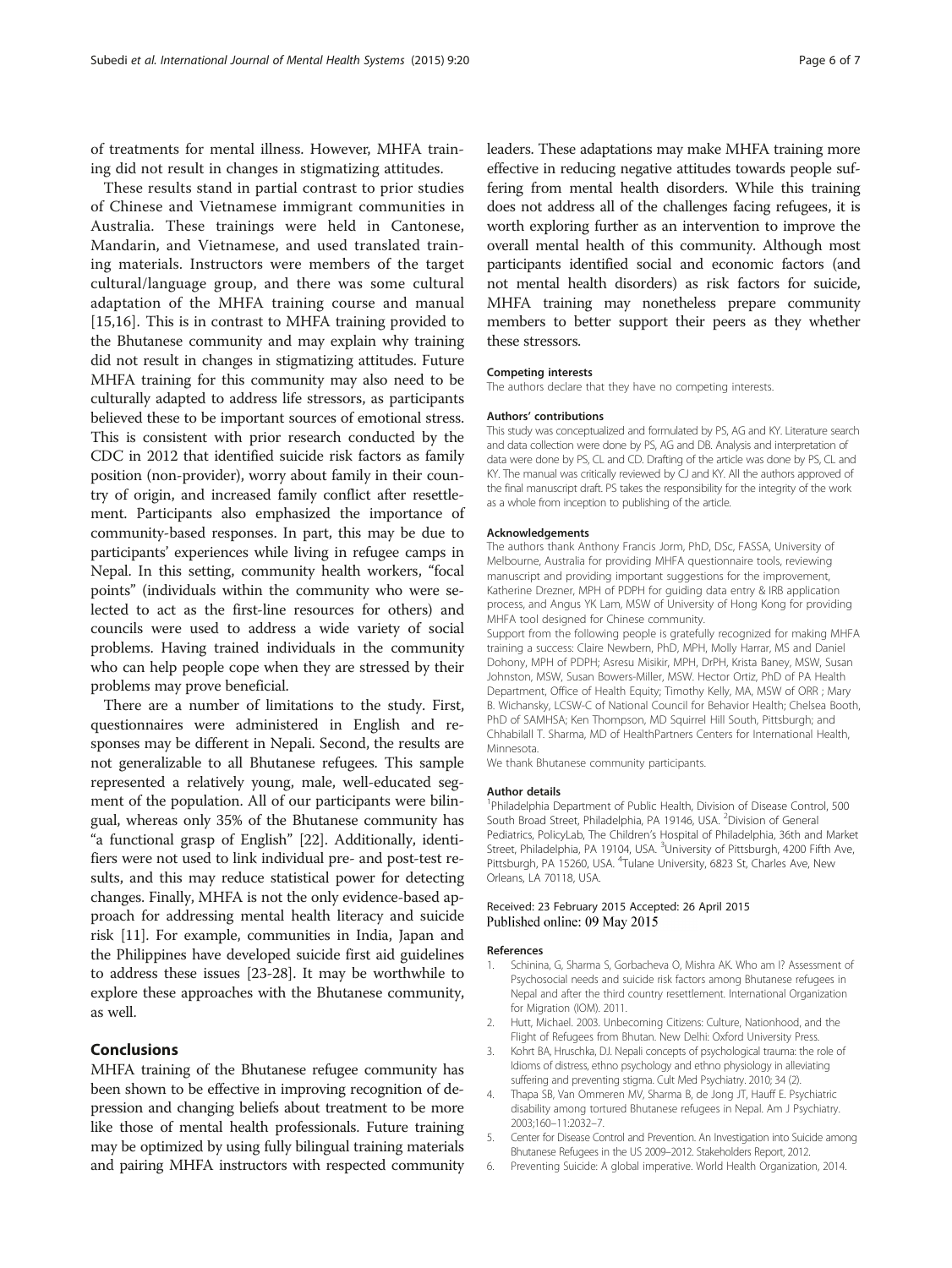of treatments for mental illness. However, MHFA training did not result in changes in stigmatizing attitudes.

These results stand in partial contrast to prior studies of Chinese and Vietnamese immigrant communities in Australia. These trainings were held in Cantonese, Mandarin, and Vietnamese, and used translated training materials. Instructors were members of the target cultural/language group, and there was some cultural adaptation of the MHFA training course and manual [15,16]. This is in contrast to MHFA training provided to the Bhutanese community and may explain why training did not result in changes in stigmatizing attitudes. Future MHFA training for this community may also need to be culturally adapted to address life stressors, as participants believed these to be important sources of emotional stress. This is consistent with prior research conducted by the CDC in 2012 that identified suicide risk factors as family position (non-provider), worry about family in their country of origin, and increased family conflict after resettlement. Participants also emphasized the importance of community-based responses. In part, this may be due to participants' experiences while living in refugee camps in Nepal. In this setting, community health workers, "focal points" (individuals within the community who were selected to act as the first-line resources for others) and councils were used to address a wide variety of social problems. Having trained individuals in the community who can help people cope when they are stressed by their problems may prove beneficial.

There are a number of limitations to the study. First, questionnaires were administered in English and responses may be different in Nepali. Second, the results are not generalizable to all Bhutanese refugees. This sample represented a relatively young, male, well-educated segment of the population. All of our participants were bilingual, whereas only 35% of the Bhutanese community has "a functional grasp of English" [22]. Additionally, identifiers were not used to link individual pre- and post-test results, and this may reduce statistical power for detecting changes. Finally, MHFA is not the only evidence-based approach for addressing mental health literacy and suicide risk [11]. For example, communities in India, Japan and the Philippines have developed suicide first aid guidelines to address these issues [23-28]. It may be worthwhile to explore these approaches with the Bhutanese community, as well.

## Conclusions

MHFA training of the Bhutanese refugee community has been shown to be effective in improving recognition of depression and changing beliefs about treatment to be more like those of mental health professionals. Future training may be optimized by using fully bilingual training materials and pairing MHFA instructors with respected community leaders. These adaptations may make MHFA training more effective in reducing negative attitudes towards people suffering from mental health disorders. While this training does not address all of the challenges facing refugees, it is worth exploring further as an intervention to improve the overall mental health of this community. Although most participants identified social and economic factors (and not mental health disorders) as risk factors for suicide, MHFA training may nonetheless prepare community members to better support their peers as they whether these stressors.

#### Competing interests

The authors declare that they have no competing interests.

#### Authors' contributions

This study was conceptualized and formulated by PS, AG and KY. Literature search and data collection were done by PS, AG and DB. Analysis and interpretation of data were done by PS, CL and CD. Drafting of the article was done by PS, CL and KY. The manual was critically reviewed by CJ and KY. All the authors approved of the final manuscript draft. PS takes the responsibility for the integrity of the work as a whole from inception to publishing of the article.

#### Acknowledgements

The authors thank Anthony Francis Jorm, PhD, DSc, FASSA, University of Melbourne, Australia for providing MHFA questionnaire tools, reviewing manuscript and providing important suggestions for the improvement, Katherine Drezner, MPH of PDPH for guiding data entry & IRB application process, and Angus YK Lam, MSW of University of Hong Kong for providing MHFA tool designed for Chinese community.

Support from the following people is gratefully recognized for making MHFA training a success: Claire Newbern, PhD, MPH, Molly Harrar, MS and Daniel Dohony, MPH of PDPH; Asresu Misikir, MPH, DrPH, Krista Baney, MSW, Susan Johnston, MSW, Susan Bowers-Miller, MSW. Hector Ortiz, PhD of PA Health Department, Office of Health Equity; Timothy Kelly, MA, MSW of ORR ; Mary B. Wichansky, LCSW-C of National Council for Behavior Health; Chelsea Booth, PhD of SAMHSA; Ken Thompson, MD Squirrel Hill South, Pittsburgh; and Chhabilall T. Sharma, MD of HealthPartners Centers for International Health, Minnesota.

We thank Bhutanese community participants.

#### Author details

[1]Philadelphia Department of Public Health, Division of Disease Control, 500 South Broad Street, Philadelphia, PA 19146, USA. [2]Division of General Pediatrics, PolicyLab, The Children's Hospital of Philadelphia, 36th and Market Street, Philadelphia, PA 19104, USA. [3]University of Pittsburgh, 4200 Fifth Ave, Pittsburgh, PA 15260, USA. [4]Tulane University, 6823 St, Charles Ave, New Orleans, LA 70118, USA.

Received: 23 February 2015 Accepted: 26 April 2015
Published online: 09 May 2015

#### References

1. Schinina, G, Sharma S, Gorbacheva O, Mishra AK. Who am I? Assessment of Psychosocial needs and suicide risk factors among Bhutanese refugees in Nepal and after the third country resettlement. International Organization for Migration (IOM). 2011.
2. Hutt, Michael. 2003. Unbecoming Citizens: Culture, Nationhood, and the Flight of Refugees from Bhutan. New Delhi: Oxford University Press.
3. Kohrt BA, Hruschka, DJ. Nepali concepts of psychological trauma: the role of Idioms of distress, ethno psychology and ethno physiology in alleviating suffering and preventing stigma. Cult Med Psychiatry. 2010; 34 (2).
4. Thapa SB, Van Ommeren MV, Sharma B, de Jong JT, Hauff E. Psychiatric disability among tortured Bhutanese refugees in Nepal. Am J Psychiatry. 2003;160–11:2032–7.
5. Center for Disease Control and Prevention. An Investigation into Suicide among Bhutanese Refugees in the US 2009–2012. Stakeholders Report, 2012.
6. Preventing Suicide: A global imperative. World Health Organization, 2014.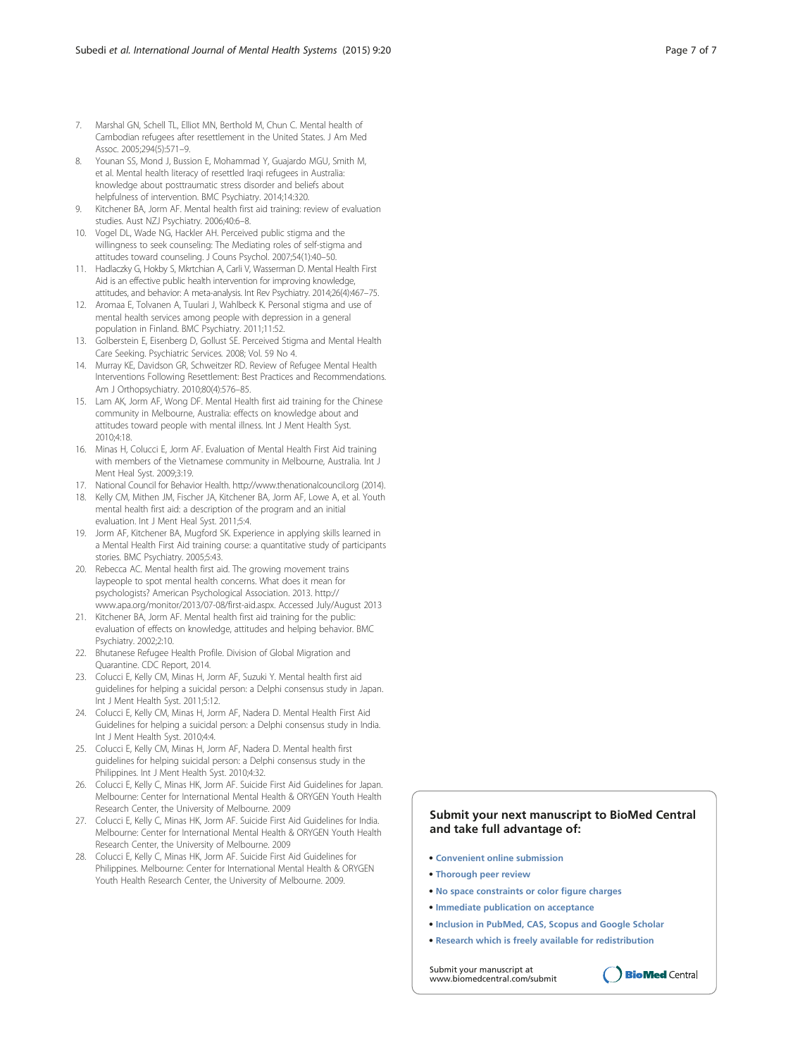7. Marshal GN, Schell TL, Elliot MN, Berthold M, Chun C. Mental health of Cambodian refugees after resettlement in the United States. J Am Med Assoc. 2005;294(5):571–9.
8. Younan SS, Mond J, Bussion E, Mohammad Y, Guajardo MGU, Smith M, et al. Mental health literacy of resettled Iraqi refugees in Australia: knowledge about posttraumatic stress disorder and beliefs about helpfulness of intervention. BMC Psychiatry. 2014;14:320.
9. Kitchener BA, Jorm AF. Mental health first aid training: review of evaluation studies. Aust NZJ Psychiatry. 2006;40:6–8.
10. Vogel DL, Wade NG, Hackler AH. Perceived public stigma and the willingness to seek counseling: The Mediating roles of self-stigma and attitudes toward counseling. J Couns Psychol. 2007;54(1):40–50.
11. Hadlaczky G, Hokby S, Mkrtchian A, Carli V, Wasserman D. Mental Health First Aid is an effective public health intervention for improving knowledge, attitudes, and behavior: A meta-analysis. Int Rev Psychiatry. 2014;26(4):467–75.
12. Aromaa E, Tolvanen A, Tuulari J, Wahlbeck K. Personal stigma and use of mental health services among people with depression in a general population in Finland. BMC Psychiatry. 2011;11:52.
13. Golberstein E, Eisenberg D, Gollust SE. Perceived Stigma and Mental Health Care Seeking. Psychiatric Services. 2008; Vol. 59 No 4.
14. Murray KE, Davidson GR, Schweitzer RD. Review of Refugee Mental Health Interventions Following Resettlement: Best Practices and Recommendations. Am J Orthopsychiatry. 2010;80(4):576–85.
15. Lam AK, Jorm AF, Wong DF. Mental Health first aid training for the Chinese community in Melbourne, Australia: effects on knowledge about and attitudes toward people with mental illness. Int J Ment Health Syst. 2010;4:18.
16. Minas H, Colucci E, Jorm AF. Evaluation of Mental Health First Aid training with members of the Vietnamese community in Melbourne, Australia. Int J Ment Heal Syst. 2009;3:19.
17. National Council for Behavior Health. http://www.thenationalcouncil.org (2014).
18. Kelly CM, Mithen JM, Fischer JA, Kitchener BA, Jorm AF, Lowe A, et al. Youth mental health first aid: a description of the program and an initial evaluation. Int J Ment Heal Syst. 2011;5:4.
19. Jorm AF, Kitchener BA, Mugford SK. Experience in applying skills learned in a Mental Health First Aid training course: a quantitative study of participants stories. BMC Psychiatry. 2005;5:43.
20. Rebecca AC. Mental health first aid. The growing movement trains laypeople to spot mental health concerns. What does it mean for psychologists? American Psychological Association. 2013. http://www.apa.org/monitor/2013/07-08/first-aid.aspx. Accessed July/August 2013
21. Kitchener BA, Jorm AF. Mental health first aid training for the public: evaluation of effects on knowledge, attitudes and helping behavior. BMC Psychiatry. 2002;2:10.
22. Bhutanese Refugee Health Profile. Division of Global Migration and Quarantine. CDC Report, 2014.
23. Colucci E, Kelly CM, Minas H, Jorm AF, Suzuki Y. Mental health first aid guidelines for helping a suicidal person: a Delphi consensus study in Japan. Int J Ment Health Syst. 2011;5:12.
24. Colucci E, Kelly CM, Minas H, Jorm AF, Nadera D. Mental Health First Aid Guidelines for helping a suicidal person: a Delphi consensus study in India. Int J Ment Health Syst. 2010;4:4.
25. Colucci E, Kelly CM, Minas H, Jorm AF, Nadera D. Mental health first guidelines for helping suicidal person: a Delphi consensus study in the Philippines. Int J Ment Health Syst. 2010;4:32.
26. Colucci E, Kelly C, Minas HK, Jorm AF. Suicide First Aid Guidelines for Japan. Melbourne: Center for International Mental Health & ORYGEN Youth Health Research Center, the University of Melbourne. 2009
27. Colucci E, Kelly C, Minas HK, Jorm AF. Suicide First Aid Guidelines for India. Melbourne: Center for International Mental Health & ORYGEN Youth Health Research Center, the University of Melbourne. 2009
28. Colucci E, Kelly C, Minas HK, Jorm AF. Suicide First Aid Guidelines for Philippines. Melbourne: Center for International Mental Health & ORYGEN Youth Health Research Center, the University of Melbourne. 2009.

**Submit your next manuscript to BioMed Central and take full advantage of:**

- **Convenient online submission**
- **Thorough peer review**
- **No space constraints or color figure charges**
- **Immediate publication on acceptance**
- **Inclusion in PubMed, CAS, Scopus and Google Scholar**
- **Research which is freely available for redistribution**

Submit your manuscript at
www.biomedcentral.com/submit

BioMed Central